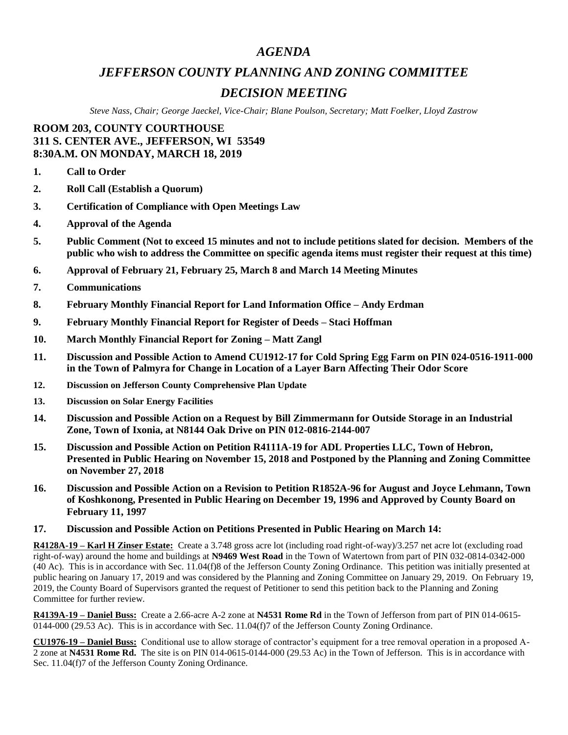# *AGENDA*

# *JEFFERSON COUNTY PLANNING AND ZONING COMMITTEE*

# *DECISION MEETING*

*Steve Nass, Chair; George Jaeckel, Vice-Chair; Blane Poulson, Secretary; Matt Foelker, Lloyd Zastrow*

**ROOM 203, COUNTY COURTHOUSE**
**311 S. CENTER AVE., JEFFERSON, WI 53549**
**8:30A.M. ON MONDAY, MARCH 18, 2019**

1. **Call to Order**
2. **Roll Call (Establish a Quorum)**
3. **Certification of Compliance with Open Meetings Law**
4. **Approval of the Agenda**
5. **Public Comment (Not to exceed 15 minutes and not to include petitions slated for decision. Members of the public who wish to address the Committee on specific agenda items must register their request at this time)**
6. **Approval of February 21, February 25, March 8 and March 14 Meeting Minutes**
7. **Communications**
8. **February Monthly Financial Report for Land Information Office – Andy Erdman**
9. **February Monthly Financial Report for Register of Deeds – Staci Hoffman**
10. **March Monthly Financial Report for Zoning – Matt Zangl**
11. **Discussion and Possible Action to Amend CU1912-17 for Cold Spring Egg Farm on PIN 024-0516-1911-000 in the Town of Palmyra for Change in Location of a Layer Barn Affecting Their Odor Score**
12. **Discussion on Jefferson County Comprehensive Plan Update**
13. **Discussion on Solar Energy Facilities**
14. **Discussion and Possible Action on a Request by Bill Zimmermann for Outside Storage in an Industrial Zone, Town of Ixonia, at N8144 Oak Drive on PIN 012-0816-2144-007**
15. **Discussion and Possible Action on Petition R4111A-19 for ADL Properties LLC, Town of Hebron, Presented in Public Hearing on November 15, 2018 and Postponed by the Planning and Zoning Committee on November 27, 2018**
16. **Discussion and Possible Action on a Revision to Petition R1852A-96 for August and Joyce Lehmann, Town of Koshkonong, Presented in Public Hearing on December 19, 1996 and Approved by County Board on February 11, 1997**
17. **Discussion and Possible Action on Petitions Presented in Public Hearing on March 14:**

**R4128A-19 – Karl H Zinser Estate:** Create a 3.748 gross acre lot (including road right-of-way)/3.257 net acre lot (excluding road right-of-way) around the home and buildings at **N9469 West Road** in the Town of Watertown from part of PIN 032-0814-0342-000 (40 Ac). This is in accordance with Sec. 11.04(f)8 of the Jefferson County Zoning Ordinance. This petition was initially presented at public hearing on January 17, 2019 and was considered by the Planning and Zoning Committee on January 29, 2019. On February 19, 2019, the County Board of Supervisors granted the request of Petitioner to send this petition back to the Planning and Zoning Committee for further review.

**R4139A-19 – Daniel Buss:** Create a 2.66-acre A-2 zone at **N4531 Rome Rd** in the Town of Jefferson from part of PIN 014-0615-0144-000 (29.53 Ac). This is in accordance with Sec. 11.04(f)7 of the Jefferson County Zoning Ordinance.

**CU1976-19 – Daniel Buss:** Conditional use to allow storage of contractor's equipment for a tree removal operation in a proposed A-2 zone at **N4531 Rome Rd.** The site is on PIN 014-0615-0144-000 (29.53 Ac) in the Town of Jefferson. This is in accordance with Sec. 11.04(f)7 of the Jefferson County Zoning Ordinance.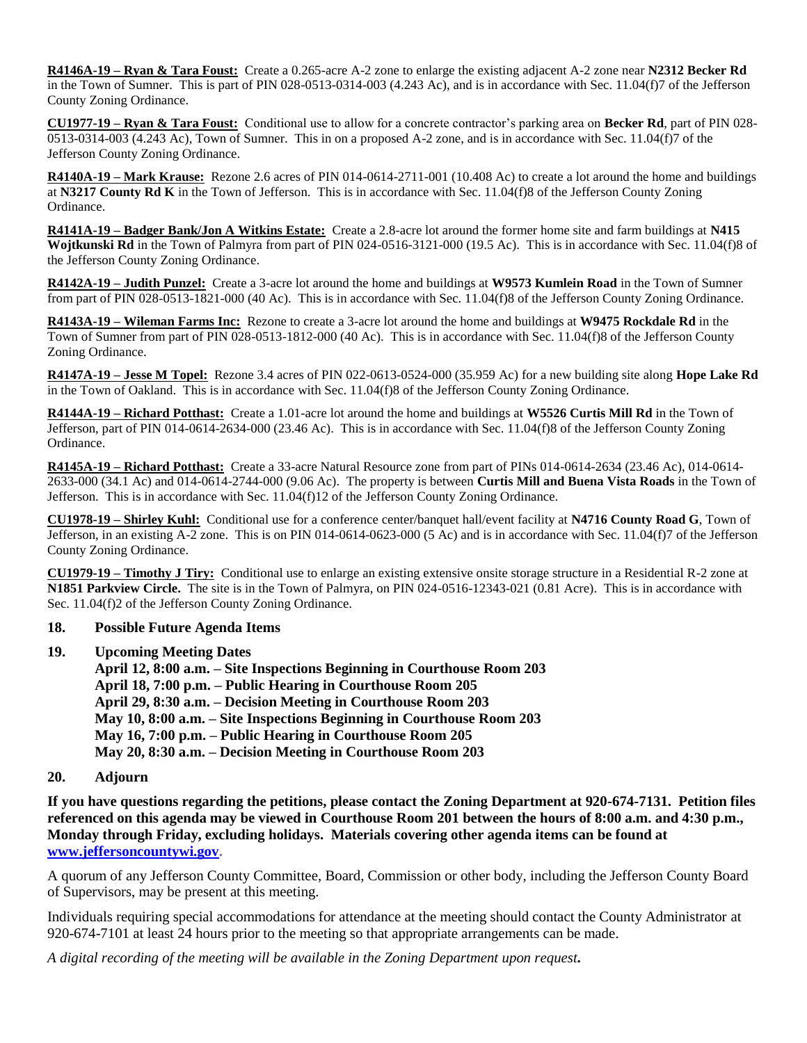**R4146A-19 – Ryan & Tara Foust:** Create a 0.265-acre A-2 zone to enlarge the existing adjacent A-2 zone near **N2312 Becker Rd** in the Town of Sumner. This is part of PIN 028-0513-0314-003 (4.243 Ac), and is in accordance with Sec. 11.04(f)7 of the Jefferson County Zoning Ordinance.

**CU1977-19 – Ryan & Tara Foust:** Conditional use to allow for a concrete contractor's parking area on **Becker Rd**, part of PIN 028-0513-0314-003 (4.243 Ac), Town of Sumner. This in on a proposed A-2 zone, and is in accordance with Sec. 11.04(f)7 of the Jefferson County Zoning Ordinance.

**R4140A-19 – Mark Krause:** Rezone 2.6 acres of PIN 014-0614-2711-001 (10.408 Ac) to create a lot around the home and buildings at **N3217 County Rd K** in the Town of Jefferson. This is in accordance with Sec. 11.04(f)8 of the Jefferson County Zoning Ordinance.

**R4141A-19 – Badger Bank/Jon A Witkins Estate:** Create a 2.8-acre lot around the former home site and farm buildings at **N415 Wojtkunski Rd** in the Town of Palmyra from part of PIN 024-0516-3121-000 (19.5 Ac). This is in accordance with Sec. 11.04(f)8 of the Jefferson County Zoning Ordinance.

**R4142A-19 – Judith Punzel:** Create a 3-acre lot around the home and buildings at **W9573 Kumlein Road** in the Town of Sumner from part of PIN 028-0513-1821-000 (40 Ac). This is in accordance with Sec. 11.04(f)8 of the Jefferson County Zoning Ordinance.

**R4143A-19 – Wileman Farms Inc:** Rezone to create a 3-acre lot around the home and buildings at **W9475 Rockdale Rd** in the Town of Sumner from part of PIN 028-0513-1812-000 (40 Ac). This is in accordance with Sec. 11.04(f)8 of the Jefferson County Zoning Ordinance.

**R4147A-19 – Jesse M Topel:** Rezone 3.4 acres of PIN 022-0613-0524-000 (35.959 Ac) for a new building site along **Hope Lake Rd** in the Town of Oakland. This is in accordance with Sec. 11.04(f)8 of the Jefferson County Zoning Ordinance.

**R4144A-19 – Richard Potthast:** Create a 1.01-acre lot around the home and buildings at **W5526 Curtis Mill Rd** in the Town of Jefferson, part of PIN 014-0614-2634-000 (23.46 Ac). This is in accordance with Sec. 11.04(f)8 of the Jefferson County Zoning Ordinance.

**R4145A-19 – Richard Potthast:** Create a 33-acre Natural Resource zone from part of PINs 014-0614-2634 (23.46 Ac), 014-0614-2633-000 (34.1 Ac) and 014-0614-2744-000 (9.06 Ac). The property is between **Curtis Mill and Buena Vista Roads** in the Town of Jefferson. This is in accordance with Sec. 11.04(f)12 of the Jefferson County Zoning Ordinance.

**CU1978-19 – Shirley Kuhl:** Conditional use for a conference center/banquet hall/event facility at **N4716 County Road G**, Town of Jefferson, in an existing A-2 zone. This is on PIN 014-0614-0623-000 (5 Ac) and is in accordance with Sec. 11.04(f)7 of the Jefferson County Zoning Ordinance.

**CU1979-19 – Timothy J Tiry:** Conditional use to enlarge an existing extensive onsite storage structure in a Residential R-2 zone at **N1851 Parkview Circle.** The site is in the Town of Palmyra, on PIN 024-0516-12343-021 (0.81 Acre). This is in accordance with Sec. 11.04(f)2 of the Jefferson County Zoning Ordinance.

**18. Possible Future Agenda Items**

**19. Upcoming Meeting Dates**

**April 12, 8:00 a.m. – Site Inspections Beginning in Courthouse Room 203**
**April 18, 7:00 p.m. – Public Hearing in Courthouse Room 205**
**April 29, 8:30 a.m. – Decision Meeting in Courthouse Room 203**
**May 10, 8:00 a.m. – Site Inspections Beginning in Courthouse Room 203**
**May 16, 7:00 p.m. – Public Hearing in Courthouse Room 205**
**May 20, 8:30 a.m. – Decision Meeting in Courthouse Room 203**

**20. Adjourn**

**If you have questions regarding the petitions, please contact the Zoning Department at 920-674-7131. Petition files referenced on this agenda may be viewed in Courthouse Room 201 between the hours of 8:00 a.m. and 4:30 p.m., Monday through Friday, excluding holidays. Materials covering other agenda items can be found at www.jeffersoncountywi.gov.**

A quorum of any Jefferson County Committee, Board, Commission or other body, including the Jefferson County Board of Supervisors, may be present at this meeting.

Individuals requiring special accommodations for attendance at the meeting should contact the County Administrator at 920-674-7101 at least 24 hours prior to the meeting so that appropriate arrangements can be made.

*A digital recording of the meeting will be available in the Zoning Department upon request.*